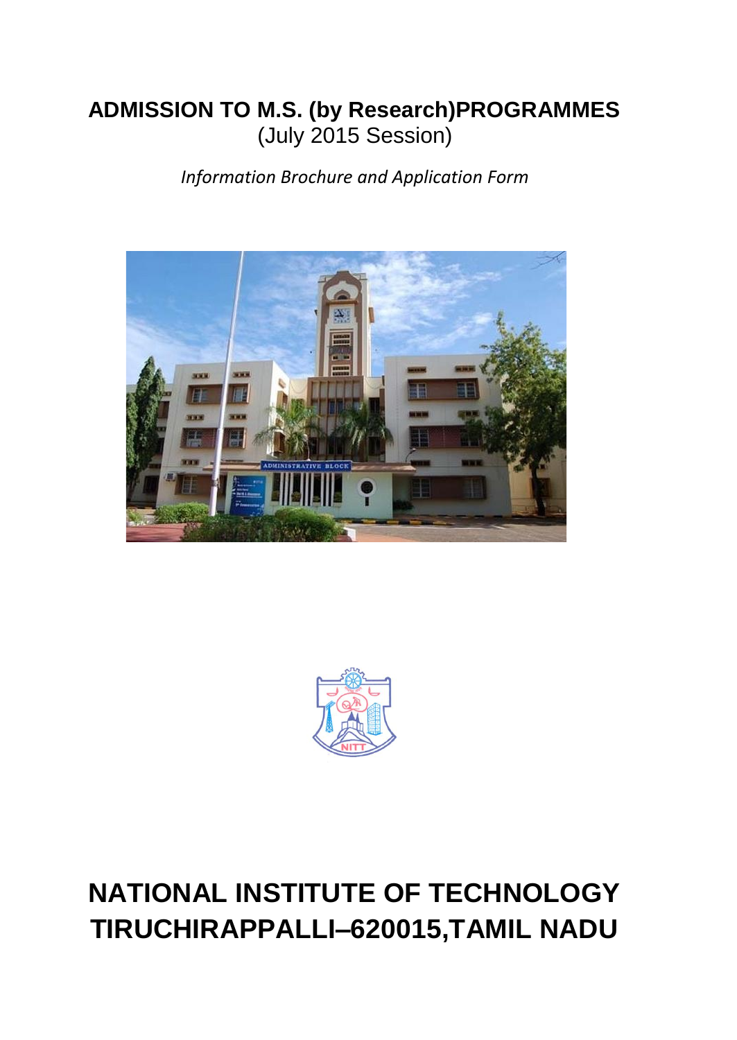# ADMISSION TO M.S. (by Research)PROGRAMMES

(July 2015 Session)

*Information Brochure and Application Form*

# NATIONAL INSTITUTE OF TECHNOLOGY
# TIRUCHIRAPPALLI–620015,TAMIL NADU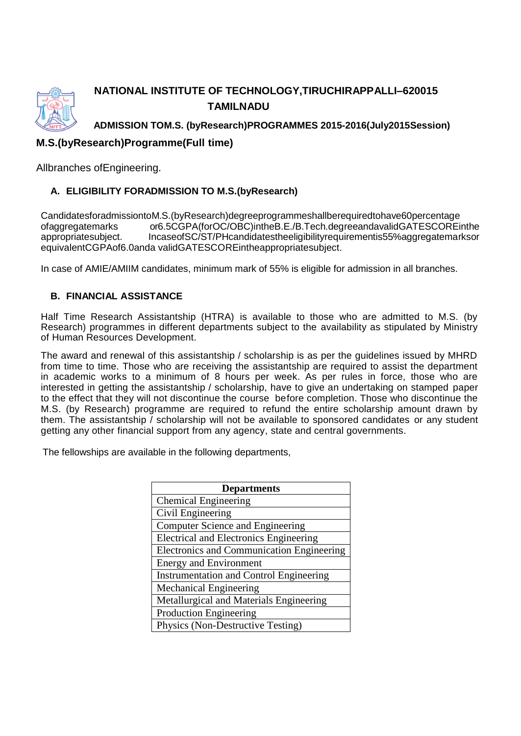# NATIONAL INSTITUTE OF TECHNOLOGY,TIRUCHIRAPPALLI–620015
# TAMILNADU

### ADMISSION TOM.S. (byResearch)PROGRAMMES 2015-2016(July2015Session)

## M.S.(byResearch)Programme(Full time)

Allbranches ofEngineering.

### A. ELIGIBILITY FORADMISSION TO M.S.(byResearch)

CandidatesforadmissiontoM.S.(byResearch)degreeprogrammeshallberequiredtohave60percentage ofaggregatemarks or6.5CGPA(forOC/OBC)intheB.E./B.Tech.degreeandavalidGATESCOREinthe appropriatesubject. IncaseofSC/ST/PHcandidatestheeligibilityrequirementis55%aggregatemarksor equivalentCGPAof6.0anda validGATESCOREintheappropriatesubject.

In case of AMIE/AMIIM candidates, minimum mark of 55% is eligible for admission in all branches.

### B. FINANCIAL ASSISTANCE

Half Time Research Assistantship (HTRA) is available to those who are admitted to M.S. (by Research) programmes in different departments subject to the availability as stipulated by Ministry of Human Resources Development.

The award and renewal of this assistantship / scholarship is as per the guidelines issued by MHRD from time to time. Those who are receiving the assistantship are required to assist the department in academic works to a minimum of 8 hours per week. As per rules in force, those who are interested in getting the assistantship / scholarship, have to give an undertaking on stamped paper to the effect that they will not discontinue the course before completion. Those who discontinue the M.S. (by Research) programme are required to refund the entire scholarship amount drawn by them. The assistantship / scholarship will not be available to sponsored candidates or any student getting any other financial support from any agency, state and central governments.

The fellowships are available in the following departments,

| Departments |
|---|
| Chemical Engineering |
| Civil Engineering |
| Computer Science and Engineering |
| Electrical and Electronics Engineering |
| Electronics and Communication Engineering |
| Energy and Environment |
| Instrumentation and Control Engineering |
| Mechanical Engineering |
| Metallurgical and Materials Engineering |
| Production Engineering |
| Physics (Non-Destructive Testing) |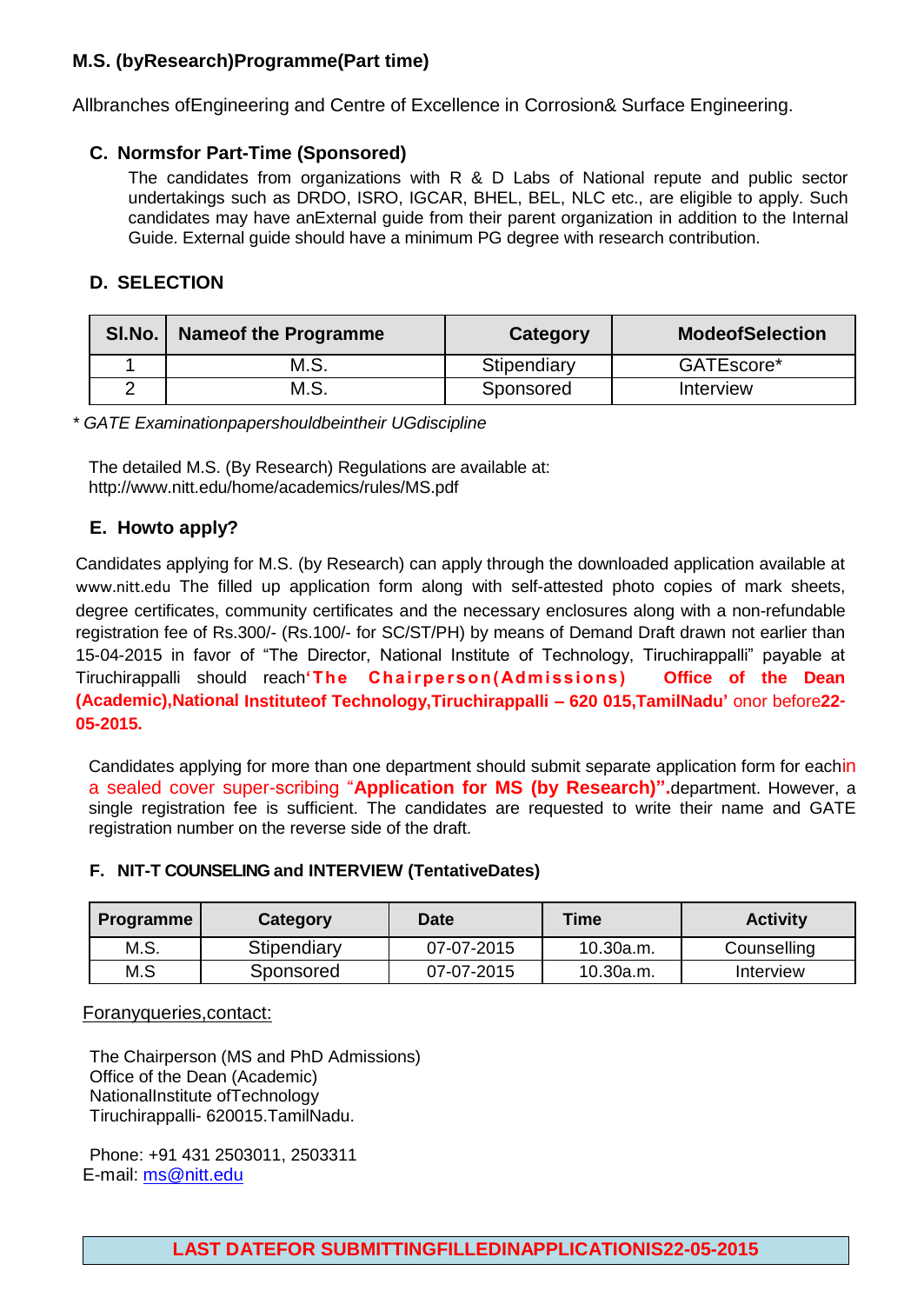**M.S. (byResearch)Programme(Part time)**

Allbranches ofEngineering and Centre of Excellence in Corrosion& Surface Engineering.

### C. Normsfor Part-Time (Sponsored)

The candidates from organizations with R & D Labs of National repute and public sector undertakings such as DRDO, ISRO, IGCAR, BHEL, BEL, NLC etc., are eligible to apply. Such candidates may have anExternal guide from their parent organization in addition to the Internal Guide. External guide should have a minimum PG degree with research contribution.

### D. SELECTION

| Sl.No. | Nameof the Programme | Category | ModeofSelection |
|---|---|---|---|
| 1 | M.S. | Stipendiary | GATEscore* |
| 2 | M.S. | Sponsored | Interview |

*\* GATE Examinationpapershouldbeintheir UGdiscipline*

The detailed M.S. (By Research) Regulations are available at:
http://www.nitt.edu/home/academics/rules/MS.pdf

### E. Howto apply?

Candidates applying for M.S. (by Research) can apply through the downloaded application available at www.nitt.edu The filled up application form along with self-attested photo copies of mark sheets, degree certificates, community certificates and the necessary enclosures along with a non-refundable registration fee of Rs.300/- (Rs.100/- for SC/ST/PH) by means of Demand Draft drawn not earlier than 15-04-2015 in favor of "The Director, National Institute of Technology, Tiruchirappalli" payable at Tiruchirappalli should reach**'The Chairperson(Admissions) Office of the Dean (Academic),National Instituteof Technology,Tiruchirappalli – 620 015,TamilNadu'** onor before**22-05-2015.**

Candidates applying for more than one department should submit separate application form for eachin a sealed cover super-scribing "**Application for MS (by Research)".**department. However, a single registration fee is sufficient. The candidates are requested to write their name and GATE registration number on the reverse side of the draft.

### F. NIT-T COUNSELING and INTERVIEW (TentativeDates)

| Programme | Category | Date | Time | Activity |
|---|---|---|---|---|
| M.S. | Stipendiary | 07-07-2015 | 10.30a.m. | Counselling |
| M.S | Sponsored | 07-07-2015 | 10.30a.m. | Interview |

Foranyqueries,contact:

The Chairperson (MS and PhD Admissions)
Office of the Dean (Academic)
NationalInstitute ofTechnology
Tiruchirappalli- 620015.TamilNadu.

Phone: +91 431 2503011, 2503311
E-mail: ms@nitt.edu

**LAST DATEFOR SUBMITTINGFILLEDINAPPLICATIONIS22-05-2015**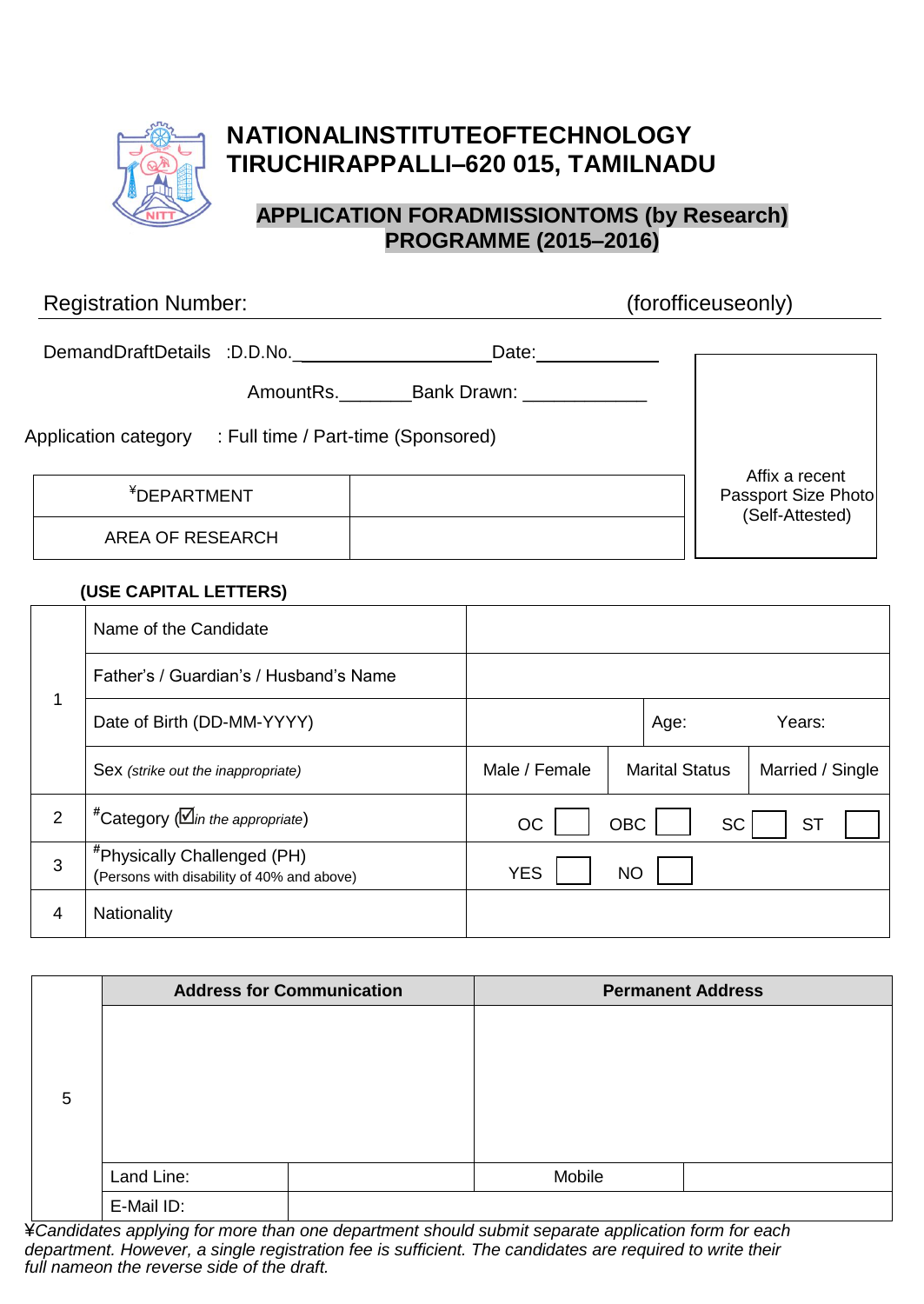# NATIONALINSTITUTEOFTECHNOLOGY TIRUCHIRAPPALLI–620 015, TAMILNADU

## APPLICATION FORADMISSIONTOMS (by Research) PROGRAMME (2015–2016)

Registration Number: (forofficeuseonly)

DemandDraftDetails :D.D.No.\_\_\_\_\_\_\_\_\_\_\_\_\_\_\_\_\_\_\_\_ Date:\_\_\_\_\_\_\_\_\_\_\_\_\_

AmountRs.\_\_\_\_\_\_\_Bank Drawn: \_\_\_\_\_\_\_\_\_\_\_\_

Application category : Full time / Part-time (Sponsored)

Affix a recent Passport Size Photo (Self-Attested)

| ¥DEPARTMENT | |
|---|---|
| AREA OF RESEARCH | |

**(USE CAPITAL LETTERS)**

| | | | | | |
|---|---|---|---|---|---|
| 1 | Name of the Candidate | | | | |
| | Father's / Guardian's / Husband's Name | | | | |
| | Date of Birth (DD-MM-YYYY) | | Age: | Years: | |
| | Sex *(strike out the inappropriate)* | Male / Female | Marital Status | Married / Single | |
| 2 | #Category (☑*in the appropriate*) | OC ☐ | OBC ☐ | SC ☐ | ST ☐ |
| 3 | #Physically Challenged (PH) (Persons with disability of 40% and above) | YES ☐ | NO ☐ | | |
| 4 | Nationality | | | | |

| | **Address for Communication** | | **Permanent Address** | |
|---|---|---|---|---|
| 5 | | | | |
| | Land Line: | | Mobile | |
| | E-Mail ID: | | | |

*¥Candidates applying for more than one department should submit separate application form for each department. However, a single registration fee is sufficient. The candidates are required to write their full nameon the reverse side of the draft.*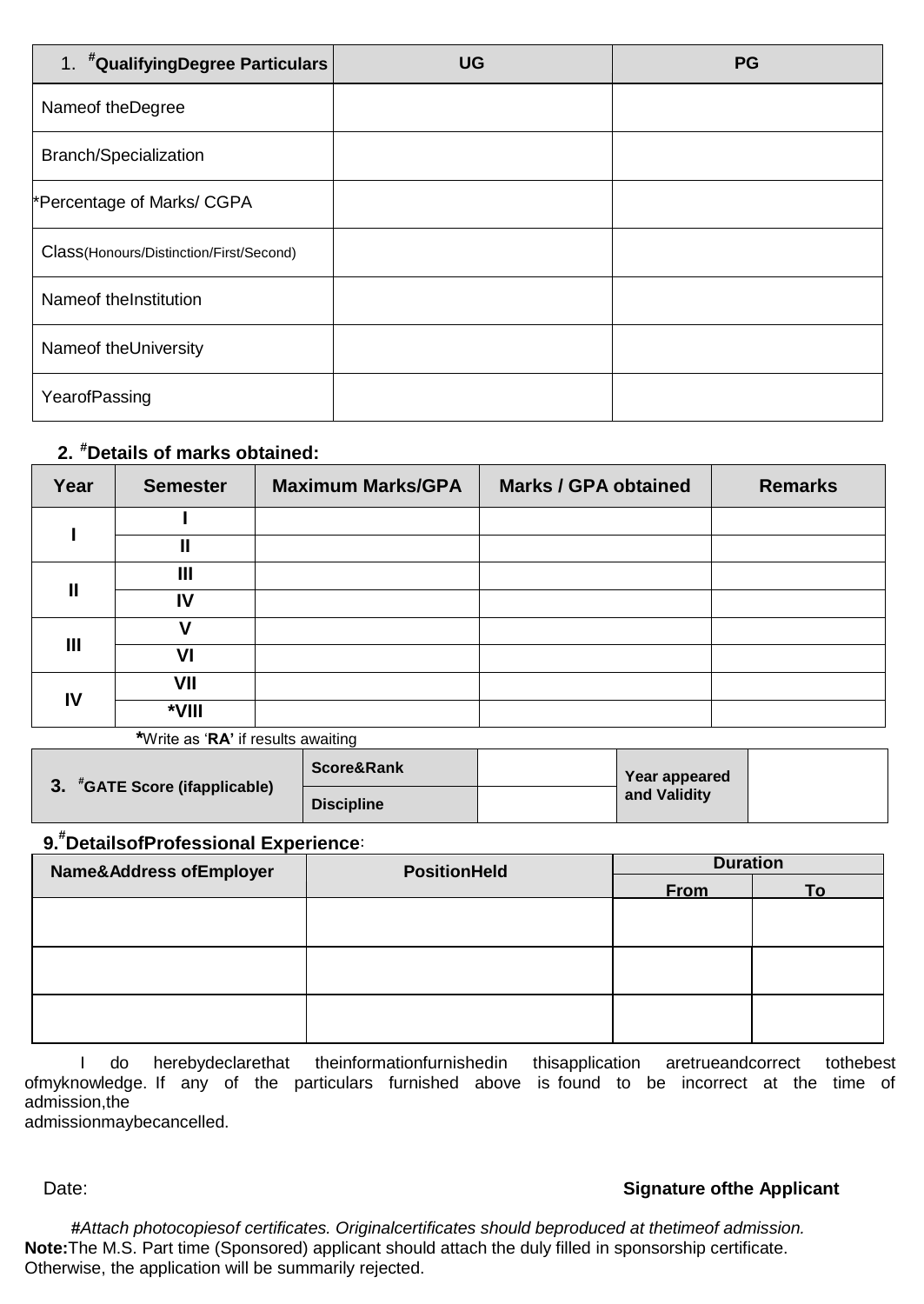| 1. #QualifyingDegree Particulars | UG | PG |
|---|---|---|
| Nameof theDegree | | |
| Branch/Specialization | | |
| *Percentage of Marks/ CGPA | | |
| Class(Honours/Distinction/First/Second) | | |
| Nameof theInstitution | | |
| Nameof theUniversity | | |
| YearofPassing | | |

**2. #Details of marks obtained:**

| Year | Semester | Maximum Marks/GPA | Marks / GPA obtained | Remarks |
|---|---|---|---|---|
| I | I | | | |
| | II | | | |
| II | III | | | |
| | IV | | | |
| III | V | | | |
| | VI | | | |
| IV | VII | | | |
| | *VIII | | | |

***Write as ‘RA’** if results awaiting

| 3. #GATE Score (ifapplicable) | Score&Rank | | Year appeared and Validity | |
|---|---|---|---|---|
| | Discipline | | | |

**9.#DetailsofProfessional Experience**:

| Name&Address ofEmployer | PositionHeld | Duration | |
|---|---|---|---|
| | | From | To |
| | | | |
| | | | |
| | | | |

I do herebydeclarethat theinformationfurnishedin thisapplication aretrueandcorrect tothebest ofmyknowledge. If any of the particulars furnished above is found to be incorrect at the time of admission,the admissionmaybecancelled.

Date: **Signature ofthe Applicant**

***#Attach photocopiesof certificates. Originalcertificates should beproduced at thetimeof admission.***

**Note:**The M.S. Part time (Sponsored) applicant should attach the duly filled in sponsorship certificate. Otherwise, the application will be summarily rejected.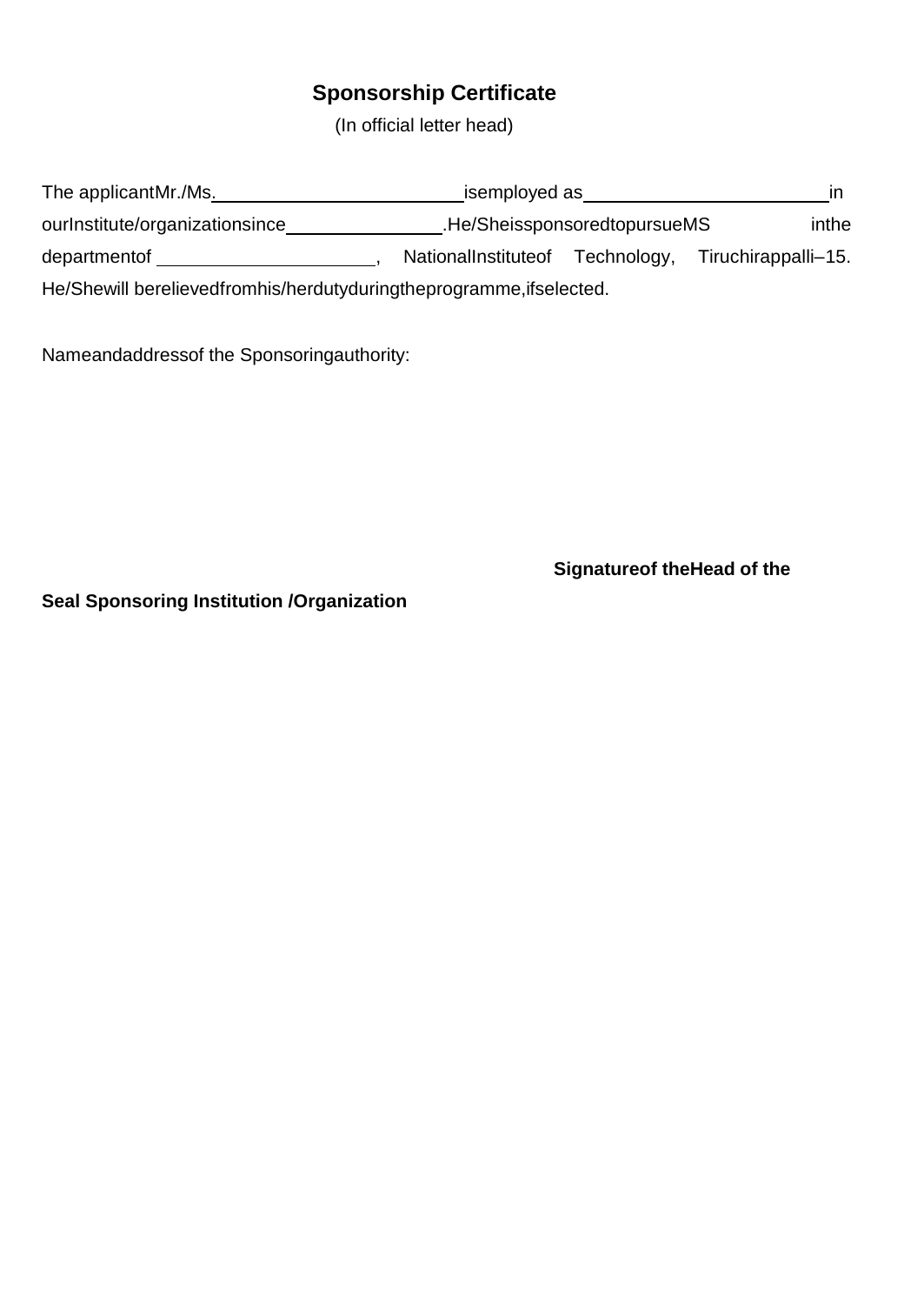## Sponsorship Certificate

(In official letter head)

The applicantMr./Ms.\_\_\_\_\_\_\_\_\_\_\_\_\_\_\_\_\_\_\_\_\_\_\_\_isemployed as\_\_\_\_\_\_\_\_\_\_\_\_\_\_\_\_\_\_\_\_\_\_\_\_in ourInstitute/organizationsince\_\_\_\_\_\_\_\_\_\_\_\_\_\_\_.He/SheissponsoredtopursueMS inthe departmentof \_\_\_\_\_\_\_\_\_\_\_\_\_\_\_\_\_\_\_\_, NationalInstituteof Technology, Tiruchirappalli–15. He/Shewill berelievedfromhis/herdutyduringtheprogramme,ifselected.

Nameandaddressof the Sponsoringauthority:

**Signatureof theHead of the**

**Seal Sponsoring Institution /Organization**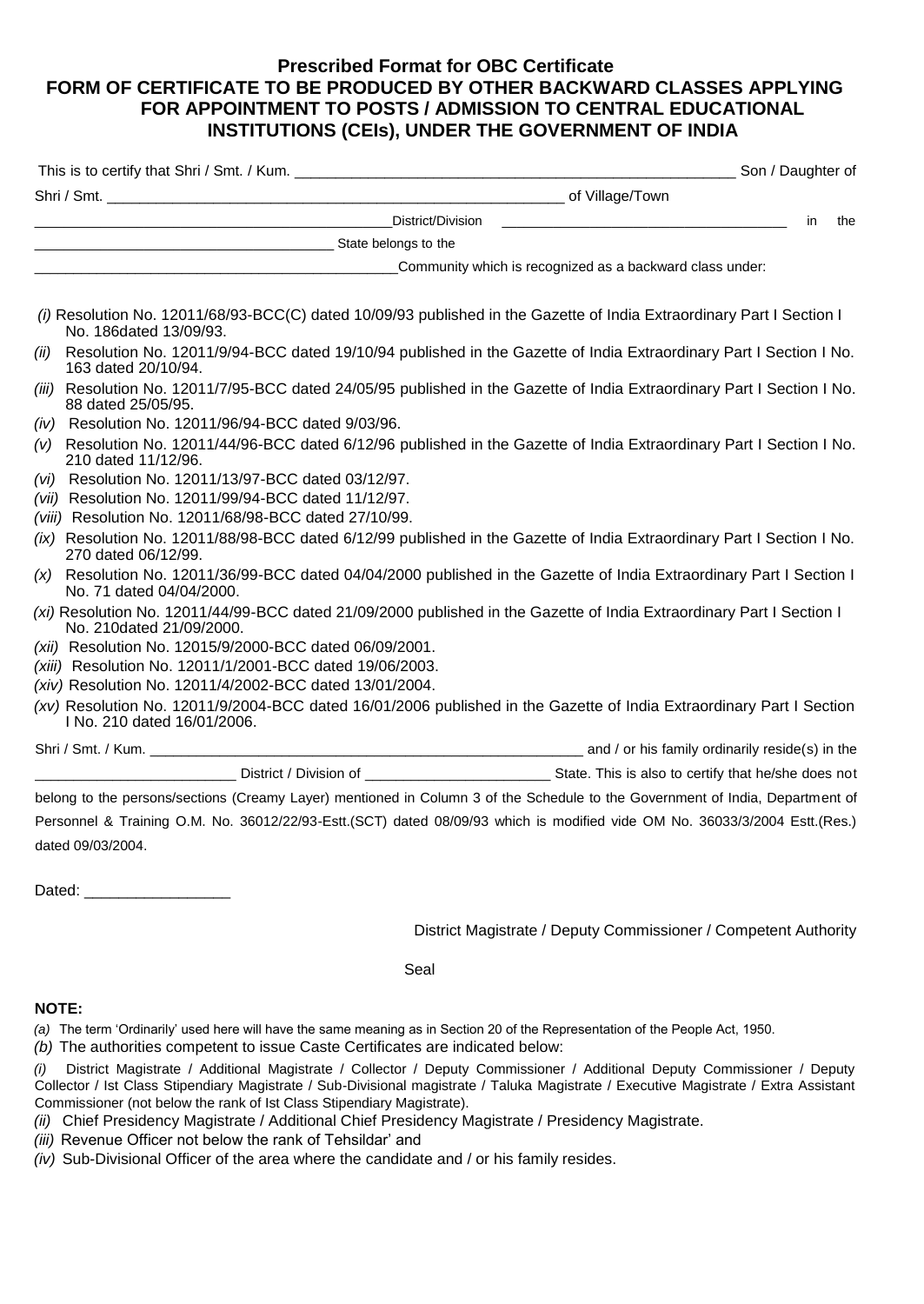**Prescribed Format for OBC Certificate**

**FORM OF CERTIFICATE TO BE PRODUCED BY OTHER BACKWARD CLASSES APPLYING FOR APPOINTMENT TO POSTS / ADMISSION TO CENTRAL EDUCATIONAL INSTITUTIONS (CEIs), UNDER THE GOVERNMENT OF INDIA**

This is to certify that Shri / Smt. / Kum. _______________________________________________ Son / Daughter of Shri / Smt. _______________________________________________ of Village/Town _______________________________________________ District/Division _______________________________ in the _______________________________ State belongs to the _______________________________________________ Community which is recognized as a backward class under:

*(i)* Resolution No. 12011/68/93-BCC(C) dated 10/09/93 published in the Gazette of India Extraordinary Part I Section I No. 186dated 13/09/93.

*(ii)* Resolution No. 12011/9/94-BCC dated 19/10/94 published in the Gazette of India Extraordinary Part I Section I No. 163 dated 20/10/94.

*(iii)* Resolution No. 12011/7/95-BCC dated 24/05/95 published in the Gazette of India Extraordinary Part I Section I No. 88 dated 25/05/95.

*(iv)* Resolution No. 12011/96/94-BCC dated 9/03/96.

*(v)* Resolution No. 12011/44/96-BCC dated 6/12/96 published in the Gazette of India Extraordinary Part I Section I No. 210 dated 11/12/96.

*(vi)* Resolution No. 12011/13/97-BCC dated 03/12/97.

*(vii)* Resolution No. 12011/99/94-BCC dated 11/12/97.

*(viii)* Resolution No. 12011/68/98-BCC dated 27/10/99.

*(ix)* Resolution No. 12011/88/98-BCC dated 6/12/99 published in the Gazette of India Extraordinary Part I Section I No. 270 dated 06/12/99.

*(x)* Resolution No. 12011/36/99-BCC dated 04/04/2000 published in the Gazette of India Extraordinary Part I Section I No. 71 dated 04/04/2000.

*(xi)* Resolution No. 12011/44/99-BCC dated 21/09/2000 published in the Gazette of India Extraordinary Part I Section I No. 210dated 21/09/2000.

*(xii)* Resolution No. 12015/9/2000-BCC dated 06/09/2001.

*(xiii)* Resolution No. 12011/1/2001-BCC dated 19/06/2003.

*(xiv)* Resolution No. 12011/4/2002-BCC dated 13/01/2004.

*(xv)* Resolution No. 12011/9/2004-BCC dated 16/01/2006 published in the Gazette of India Extraordinary Part I Section I No. 210 dated 16/01/2006.

Shri / Smt. / Kum. _______________________________________________ and / or his family ordinarily reside(s) in the _______________________ District / Division of _______________________ State. This is also to certify that he/she does not belong to the persons/sections (Creamy Layer) mentioned in Column 3 of the Schedule to the Government of India, Department of Personnel & Training O.M. No. 36012/22/93-Estt.(SCT) dated 08/09/93 which is modified vide OM No. 36033/3/2004 Estt.(Res.) dated 09/03/2004.

Dated: _________________

District Magistrate / Deputy Commissioner / Competent Authority

Seal

**NOTE:**

*(a)* The term 'Ordinarily' used here will have the same meaning as in Section 20 of the Representation of the People Act, 1950.

*(b)* The authorities competent to issue Caste Certificates are indicated below:

*(i)* District Magistrate / Additional Magistrate / Collector / Deputy Commissioner / Additional Deputy Commissioner / Deputy Collector / Ist Class Stipendiary Magistrate / Sub-Divisional magistrate / Taluka Magistrate / Executive Magistrate / Extra Assistant Commissioner (not below the rank of Ist Class Stipendiary Magistrate).

*(ii)* Chief Presidency Magistrate / Additional Chief Presidency Magistrate / Presidency Magistrate.

*(iii)* Revenue Officer not below the rank of Tehsildar' and

*(iv)* Sub-Divisional Officer of the area where the candidate and / or his family resides.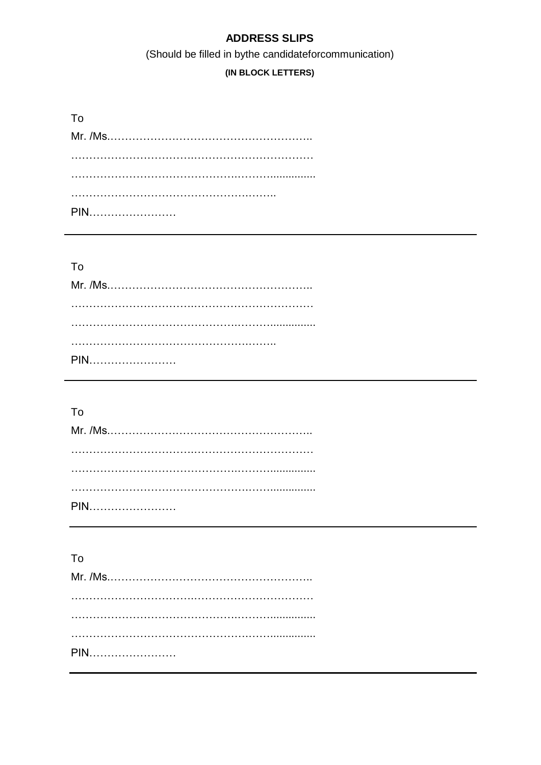## ADDRESS SLIPS

(Should be filled in bythe candidateforcommunication)

**(IN BLOCK LETTERS)**

To

Mr. /Ms.………………………………………………..

……………………………………………………………

…………………………………………………................

………………………………………………..……..

PIN……………………

---

To

Mr. /Ms.………………………………………………..

……………………………………………………………

…………………………………………………................

………………………………………………..……..

PIN……………………

---

To

Mr. /Ms.………………………………………………..

……………………………………………………………

…………………………………………………................

…………………………………………………................

PIN……………………

---

To

Mr. /Ms.………………………………………………..

……………………………………………………………

…………………………………………………................

…………………………………………………................

PIN……………………

---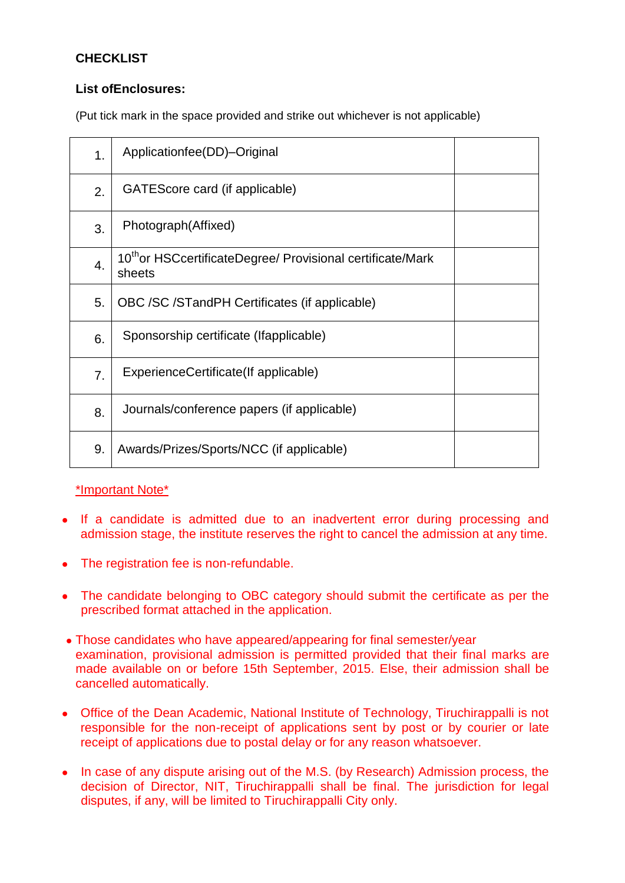**CHECKLIST**

**List ofEnclosures:**

(Put tick mark in the space provided and strike out whichever is not applicable)

| | | |
|---|---|---|
| 1. | Applicationfee(DD)–Original | |
| 2. | GATEScore card (if applicable) | |
| 3. | Photograph(Affixed) | |
| 4. | 10thor HSCcertificateDegree/ Provisional certificate/Mark sheets | |
| 5. | OBC /SC /STandPH Certificates (if applicable) | |
| 6. | Sponsorship certificate (Ifapplicable) | |
| 7. | ExperienceCertificate(If applicable) | |
| 8. | Journals/conference papers (if applicable) | |
| 9. | Awards/Prizes/Sports/NCC (if applicable) | |

*Important Note*

- If a candidate is admitted due to an inadvertent error during processing and admission stage, the institute reserves the right to cancel the admission at any time.
- The registration fee is non-refundable.
- The candidate belonging to OBC category should submit the certificate as per the prescribed format attached in the application.
- Those candidates who have appeared/appearing for final semester/year examination, provisional admission is permitted provided that their final marks are made available on or before 15th September, 2015. Else, their admission shall be cancelled automatically.
- Office of the Dean Academic, National Institute of Technology, Tiruchirappalli is not responsible for the non-receipt of applications sent by post or by courier or late receipt of applications due to postal delay or for any reason whatsoever.
- In case of any dispute arising out of the M.S. (by Research) Admission process, the decision of Director, NIT, Tiruchirappalli shall be final. The jurisdiction for legal disputes, if any, will be limited to Tiruchirappalli City only.